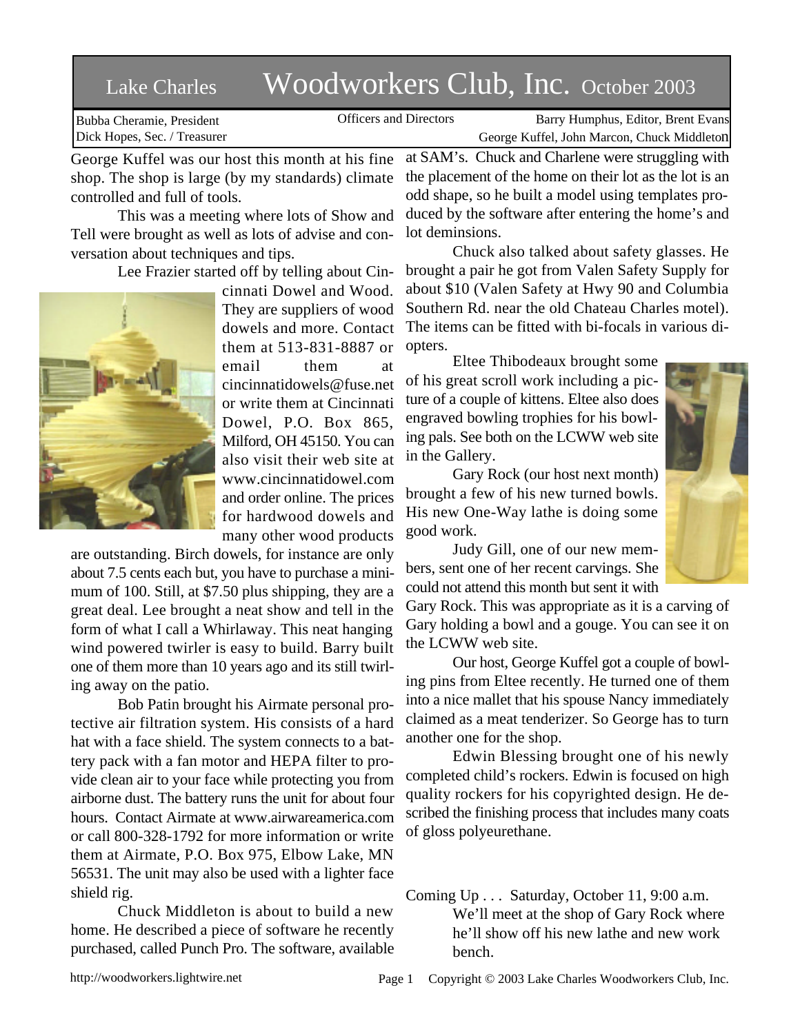# Lake Charles Woodworkers Club, Inc. October 2003

Bubba Cheramie, President
Dick Hopes, Sec. / Treasurer

Officers and Directors

Barry Humphus, Editor, Brent Evans
George Kuffel, John Marcon, Chuck Middleton

George Kuffel was our host this month at his fine shop. The shop is large (by my standards) climate controlled and full of tools.

This was a meeting where lots of Show and Tell were brought as well as lots of advise and conversation about techniques and tips.

Lee Frazier started off by telling about Cincinnati Dowel and Wood. They are suppliers of wood dowels and more. Contact them at 513-831-8887 or email them at cincinnatidowels@fuse.net or write them at Cincinnati Dowel, P.O. Box 865, Milford, OH 45150. You can also visit their web site at www.cincinnatidowel.com and order online. The prices for hardwood dowels and many other wood products are outstanding. Birch dowels, for instance are only about 7.5 cents each but, you have to purchase a minimum of 100. Still, at $7.50 plus shipping, they are a great deal. Lee brought a neat show and tell in the form of what I call a Whirlaway. This neat hanging wind powered twirler is easy to build. Barry built one of them more than 10 years ago and its still twirling away on the patio.

Bob Patin brought his Airmate personal protective air filtration system. His consists of a hard hat with a face shield. The system connects to a battery pack with a fan motor and HEPA filter to provide clean air to your face while protecting you from airborne dust. The battery runs the unit for about four hours. Contact Airmate at www.airwareamerica.com or call 800-328-1792 for more information or write them at Airmate, P.O. Box 975, Elbow Lake, MN 56531. The unit may also be used with a lighter face shield rig.

Chuck Middleton is about to build a new home. He described a piece of software he recently purchased, called Punch Pro. The software, available at SAM's. Chuck and Charlene were struggling with the placement of the home on their lot as the lot is an odd shape, so he built a model using templates produced by the software after entering the home's and lot demensions.

Chuck also talked about safety glasses. He brought a pair he got from Valen Safety Supply for about $10 (Valen Safety at Hwy 90 and Columbia Southern Rd. near the old Chateau Charles motel). The items can be fitted with bi-focals in various diopters.

Eltee Thibodeaux brought some of his great scroll work including a picture of a couple of kittens. Eltee also does engraved bowling trophies for his bowling pals. See both on the LCWW web site in the Gallery.

Gary Rock (our host next month) brought a few of his new turned bowls. His new One-Way lathe is doing some good work.

Judy Gill, one of our new members, sent one of her recent carvings. She could not attend this month but sent it with Gary Rock. This was appropriate as it is a carving of Gary holding a bowl and a gouge. You can see it on the LCWW web site.

Our host, George Kuffel got a couple of bowling pins from Eltee recently. He turned one of them into a nice mallet that his spouse Nancy immediately claimed as a meat tenderizer. So George has to turn another one for the shop.

Edwin Blessing brought one of his newly completed child's rockers. Edwin is focused on high quality rockers for his copyrighted design. He described the finishing process that includes many coats of gloss polyeurethane.

Coming Up . . . Saturday, October 11, 9:00 a.m.
We'll meet at the shop of Gary Rock where he'll show off his new lathe and new work bench.

http://woodworkers.lightwire.net

Copyright © 2003 Lake Charles Woodworkers Club, Inc.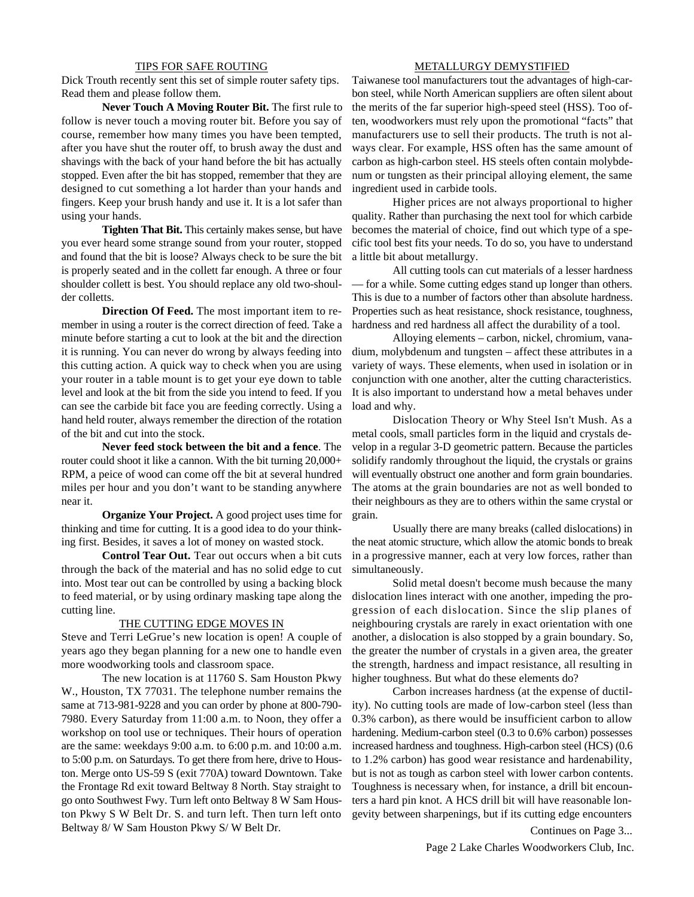## TIPS FOR SAFE ROUTING

Dick Trouth recently sent this set of simple router safety tips. Read them and please follow them.

**Never Touch A Moving Router Bit.** The first rule to follow is never touch a moving router bit. Before you say of course, remember how many times you have been tempted, after you have shut the router off, to brush away the dust and shavings with the back of your hand before the bit has actually stopped. Even after the bit has stopped, remember that they are designed to cut something a lot harder than your hands and fingers. Keep your brush handy and use it. It is a lot safer than using your hands.

**Tighten That Bit.** This certainly makes sense, but have you ever heard some strange sound from your router, stopped and found that the bit is loose? Always check to be sure the bit is properly seated and in the collett far enough. A three or four shoulder collett is best. You should replace any old two-shoulder colletts.

**Direction Of Feed.** The most important item to remember in using a router is the correct direction of feed. Take a minute before starting a cut to look at the bit and the direction it is running. You can never do wrong by always feeding into this cutting action. A quick way to check when you are using your router in a table mount is to get your eye down to table level and look at the bit from the side you intend to feed. If you can see the carbide bit face you are feeding correctly. Using a hand held router, always remember the direction of the rotation of the bit and cut into the stock.

**Never feed stock between the bit and a fence**. The router could shoot it like a cannon. With the bit turning 20,000+ RPM, a peice of wood can come off the bit at several hundred miles per hour and you don't want to be standing anywhere near it.

**Organize Your Project.** A good project uses time for thinking and time for cutting. It is a good idea to do your thinking first. Besides, it saves a lot of money on wasted stock.

**Control Tear Out.** Tear out occurs when a bit cuts through the back of the material and has no solid edge to cut into. Most tear out can be controlled by using a backing block to feed material, or by using ordinary masking tape along the cutting line.

## THE CUTTING EDGE MOVES IN

Steve and Terri LeGrue's new location is open! A couple of years ago they began planning for a new one to handle even more woodworking tools and classroom space.

The new location is at 11760 S. Sam Houston Pkwy W., Houston, TX 77031. The telephone number remains the same at 713-981-9228 and you can order by phone at 800-790-7980. Every Saturday from 11:00 a.m. to Noon, they offer a workshop on tool use or techniques. Their hours of operation are the same: weekdays 9:00 a.m. to 6:00 p.m. and 10:00 a.m. to 5:00 p.m. on Saturdays. To get there from here, drive to Houston. Merge onto US-59 S (exit 770A) toward Downtown. Take the Frontage Rd exit toward Beltway 8 North. Stay straight to go onto Southwest Fwy. Turn left onto Beltway 8 W Sam Houston Pkwy S W Belt Dr. S. and turn left. Then turn left onto Beltway 8/ W Sam Houston Pkwy S/ W Belt Dr.

## METALLURGY DEMYSTIFIED

Taiwanese tool manufacturers tout the advantages of high-carbon steel, while North American suppliers are often silent about the merits of the far superior high-speed steel (HSS). Too often, woodworkers must rely upon the promotional "facts" that manufacturers use to sell their products. The truth is not always clear. For example, HSS often has the same amount of carbon as high-carbon steel. HS steels often contain molybdenum or tungsten as their principal alloying element, the same ingredient used in carbide tools.

Higher prices are not always proportional to higher quality. Rather than purchasing the next tool for which carbide becomes the material of choice, find out which type of a specific tool best fits your needs. To do so, you have to understand a little bit about metallurgy.

All cutting tools can cut materials of a lesser hardness — for a while. Some cutting edges stand up longer than others. This is due to a number of factors other than absolute hardness. Properties such as heat resistance, shock resistance, toughness, hardness and red hardness all affect the durability of a tool.

Alloying elements – carbon, nickel, chromium, vanadium, molybdenum and tungsten – affect these attributes in a variety of ways. These elements, when used in isolation or in conjunction with one another, alter the cutting characteristics. It is also important to understand how a metal behaves under load and why.

Dislocation Theory or Why Steel Isn't Mush. As a metal cools, small particles form in the liquid and crystals develop in a regular 3-D geometric pattern. Because the particles solidify randomly throughout the liquid, the crystals or grains will eventually obstruct one another and form grain boundaries. The atoms at the grain boundaries are not as well bonded to their neighbours as they are to others within the same crystal or grain.

Usually there are many breaks (called dislocations) in the neat atomic structure, which allow the atomic bonds to break in a progressive manner, each at very low forces, rather than simultaneously.

Solid metal doesn't become mush because the many dislocation lines interact with one another, impeding the progression of each dislocation. Since the slip planes of neighbouring crystals are rarely in exact orientation with one another, a dislocation is also stopped by a grain boundary. So, the greater the number of crystals in a given area, the greater the strength, hardness and impact resistance, all resulting in higher toughness. But what do these elements do?

Carbon increases hardness (at the expense of ductility). No cutting tools are made of low-carbon steel (less than 0.3% carbon), as there would be insufficient carbon to allow hardening. Medium-carbon steel (0.3 to 0.6% carbon) possesses increased hardness and toughness. High-carbon steel (HCS) (0.6 to 1.2% carbon) has good wear resistance and hardenability, but is not as tough as carbon steel with lower carbon contents. Toughness is necessary when, for instance, a drill bit encounters a hard pin knot. A HCS drill bit will have reasonable longevity between sharpenings, but if its cutting edge encounters

Continues on Page 3...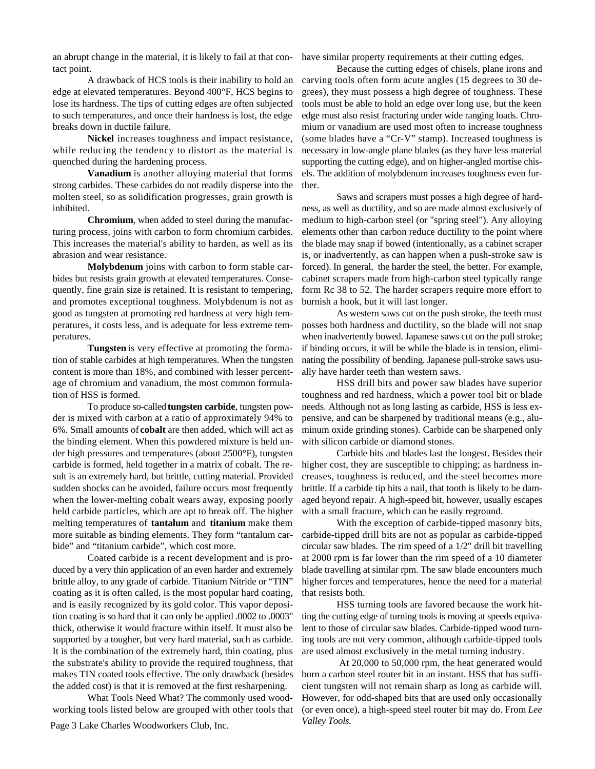an abrupt change in the material, it is likely to fail at that contact point.

A drawback of HCS tools is their inability to hold an edge at elevated temperatures. Beyond 400°F, HCS begins to lose its hardness. The tips of cutting edges are often subjected to such temperatures, and once their hardness is lost, the edge breaks down in ductile failure.

**Nickel** increases toughness and impact resistance, while reducing the tendency to distort as the material is quenched during the hardening process.

**Vanadium** is another alloying material that forms strong carbides. These carbides do not readily disperse into the molten steel, so as solidification progresses, grain growth is inhibited.

**Chromium**, when added to steel during the manufacturing process, joins with carbon to form chromium carbides. This increases the material's ability to harden, as well as its abrasion and wear resistance.

**Molybdenum** joins with carbon to form stable carbides but resists grain growth at elevated temperatures. Consequently, fine grain size is retained. It is resistant to tempering, and promotes exceptional toughness. Molybdenum is not as good as tungsten at promoting red hardness at very high temperatures, it costs less, and is adequate for less extreme temperatures.

**Tungsten** is very effective at promoting the formation of stable carbides at high temperatures. When the tungsten content is more than 18%, and combined with lesser percentage of chromium and vanadium, the most common formulation of HSS is formed.

To produce so-called **tungsten carbide**, tungsten powder is mixed with carbon at a ratio of approximately 94% to 6%. Small amounts of **cobalt** are then added, which will act as the binding element. When this powdered mixture is held under high pressures and temperatures (about 2500°F), tungsten carbide is formed, held together in a matrix of cobalt. The result is an extremely hard, but brittle, cutting material. Provided sudden shocks can be avoided, failure occurs most frequently when the lower-melting cobalt wears away, exposing poorly held carbide particles, which are apt to break off. The higher melting temperatures of **tantalum** and **titanium** make them more suitable as binding elements. They form "tantalum carbide" and "titanium carbide", which cost more.

Coated carbide is a recent development and is produced by a very thin application of an even harder and extremely brittle alloy, to any grade of carbide. Titanium Nitride or "TIN" coating as it is often called, is the most popular hard coating, and is easily recognized by its gold color. This vapor deposition coating is so hard that it can only be applied .0002 to .0003" thick, otherwise it would fracture within itself. It must also be supported by a tougher, but very hard material, such as carbide. It is the combination of the extremely hard, thin coating, plus the substrate's ability to provide the required toughness, that makes TIN coated tools effective. The only drawback (besides the added cost) is that it is removed at the first resharpening.

What Tools Need What? The commonly used woodworking tools listed below are grouped with other tools that have similar property requirements at their cutting edges.

Because the cutting edges of chisels, plane irons and carving tools often form acute angles (15 degrees to 30 degrees), they must possess a high degree of toughness. These tools must be able to hold an edge over long use, but the keen edge must also resist fracturing under wide ranging loads. Chromium or vanadium are used most often to increase toughness (some blades have a "Cr-V" stamp). Increased toughness is necessary in low-angle plane blades (as they have less material supporting the cutting edge), and on higher-angled mortise chisels. The addition of molybdenum increases toughness even further.

Saws and scrapers must posses a high degree of hardness, as well as ductility, and so are made almost exclusively of medium to high-carbon steel (or "spring steel"). Any alloying elements other than carbon reduce ductility to the point where the blade may snap if bowed (intentionally, as a cabinet scraper is, or inadvertently, as can happen when a push-stroke saw is forced). In general, the harder the steel, the better. For example, cabinet scrapers made from high-carbon steel typically range form Rc 38 to 52. The harder scrapers require more effort to burnish a hook, but it will last longer.

As western saws cut on the push stroke, the teeth must posses both hardness and ductility, so the blade will not snap when inadvertently bowed. Japanese saws cut on the pull stroke; if binding occurs, it will be while the blade is in tension, eliminating the possibility of bending. Japanese pull-stroke saws usually have harder teeth than western saws.

HSS drill bits and power saw blades have superior toughness and red hardness, which a power tool bit or blade needs. Although not as long lasting as carbide, HSS is less expensive, and can be sharpened by traditional means (e.g., aluminum oxide grinding stones). Carbide can be sharpened only with silicon carbide or diamond stones.

Carbide bits and blades last the longest. Besides their higher cost, they are susceptible to chipping; as hardness increases, toughness is reduced, and the steel becomes more brittle. If a carbide tip hits a nail, that tooth is likely to be damaged beyond repair. A high-speed bit, however, usually escapes with a small fracture, which can be easily reground.

With the exception of carbide-tipped masonry bits, carbide-tipped drill bits are not as popular as carbide-tipped circular saw blades. The rim speed of a 1/2" drill bit travelling at 2000 rpm is far lower than the rim speed of a 10 diameter blade travelling at similar rpm. The saw blade encounters much higher forces and temperatures, hence the need for a material that resists both.

HSS turning tools are favored because the work hitting the cutting edge of turning tools is moving at speeds equivalent to those of circular saw blades. Carbide-tipped wood turning tools are not very common, although carbide-tipped tools are used almost exclusively in the metal turning industry.

At 20,000 to 50,000 rpm, the heat generated would burn a carbon steel router bit in an instant. HSS that has sufficient tungsten will not remain sharp as long as carbide will. However, for odd-shaped bits that are used only occasionally (or even once), a high-speed steel router bit may do. From *Lee Valley Tools.*